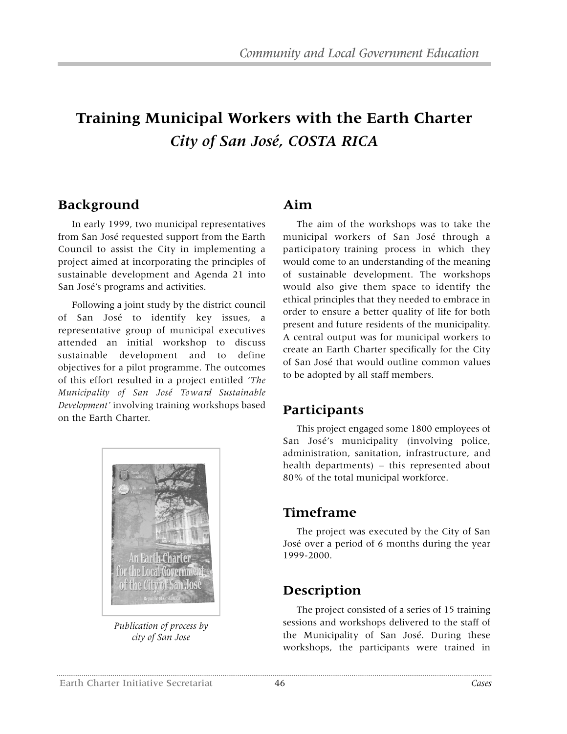# Training Municipal Workers with the Earth Charter

## *City of San José, COSTA RICA*

## Background

In early 1999, two municipal representatives from San José requested support from the Earth Council to assist the City in implementing a project aimed at incorporating the principles of sustainable development and Agenda 21 into San José's programs and activities.

Following a joint study by the district council of San José to identify key issues, a representative group of municipal executives attended an initial workshop to discuss sustainable development and to define objectives for a pilot programme. The outcomes of this effort resulted in a project entitled *'The Municipality of San José Toward Sustainable Development'* involving training workshops based on the Earth Charter.

*Publication of process by city of San Jose*

## Aim

The aim of the workshops was to take the municipal workers of San José through a participatory training process in which they would come to an understanding of the meaning of sustainable development. The workshops would also give them space to identify the ethical principles that they needed to embrace in order to ensure a better quality of life for both present and future residents of the municipality. A central output was for municipal workers to create an Earth Charter specifically for the City of San José that would outline common values to be adopted by all staff members.

## Participants

This project engaged some 1800 employees of San José's municipality (involving police, administration, sanitation, infrastructure, and health departments) – this represented about 80% of the total municipal workforce.

## Timeframe

The project was executed by the City of San José over a period of 6 months during the year 1999-2000.

## Description

The project consisted of a series of 15 training sessions and workshops delivered to the staff of the Municipality of San José. During these workshops, the participants were trained in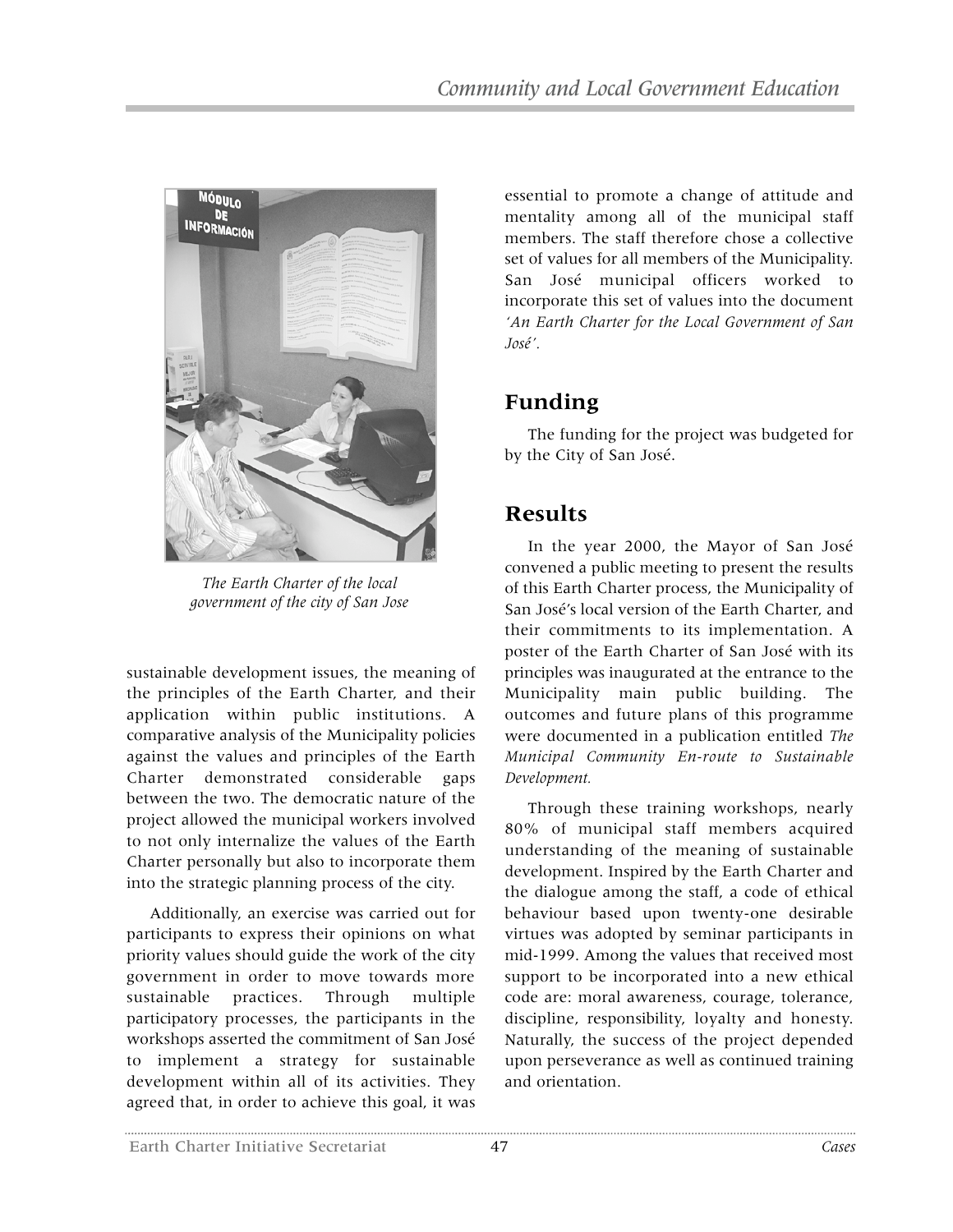The Earth Charter of the local government of the city of San Jose

sustainable development issues, the meaning of the principles of the Earth Charter, and their application within public institutions. A comparative analysis of the Municipality policies against the values and principles of the Earth Charter demonstrated considerable gaps between the two. The democratic nature of the project allowed the municipal workers involved to not only internalize the values of the Earth Charter personally but also to incorporate them into the strategic planning process of the city.

Additionally, an exercise was carried out for participants to express their opinions on what priority values should guide the work of the city government in order to move towards more sustainable practices. Through multiple participatory processes, the participants in the workshops asserted the commitment of San José to implement a strategy for sustainable development within all of its activities. They agreed that, in order to achieve this goal, it was essential to promote a change of attitude and mentality among all of the municipal staff members. The staff therefore chose a collective set of values for all members of the Municipality. San José municipal officers worked to incorporate this set of values into the document *'An Earth Charter for the Local Government of San José'*.

## Funding

The funding for the project was budgeted for by the City of San José.

## Results

In the year 2000, the Mayor of San José convened a public meeting to present the results of this Earth Charter process, the Municipality of San José's local version of the Earth Charter, and their commitments to its implementation. A poster of the Earth Charter of San José with its principles was inaugurated at the entrance to the Municipality main public building. The outcomes and future plans of this programme were documented in a publication entitled *The Municipal Community En-route to Sustainable Development.*

Through these training workshops, nearly 80% of municipal staff members acquired understanding of the meaning of sustainable development. Inspired by the Earth Charter and the dialogue among the staff, a code of ethical behaviour based upon twenty-one desirable virtues was adopted by seminar participants in mid-1999. Among the values that received most support to be incorporated into a new ethical code are: moral awareness, courage, tolerance, discipline, responsibility, loyalty and honesty. Naturally, the success of the project depended upon perseverance as well as continued training and orientation.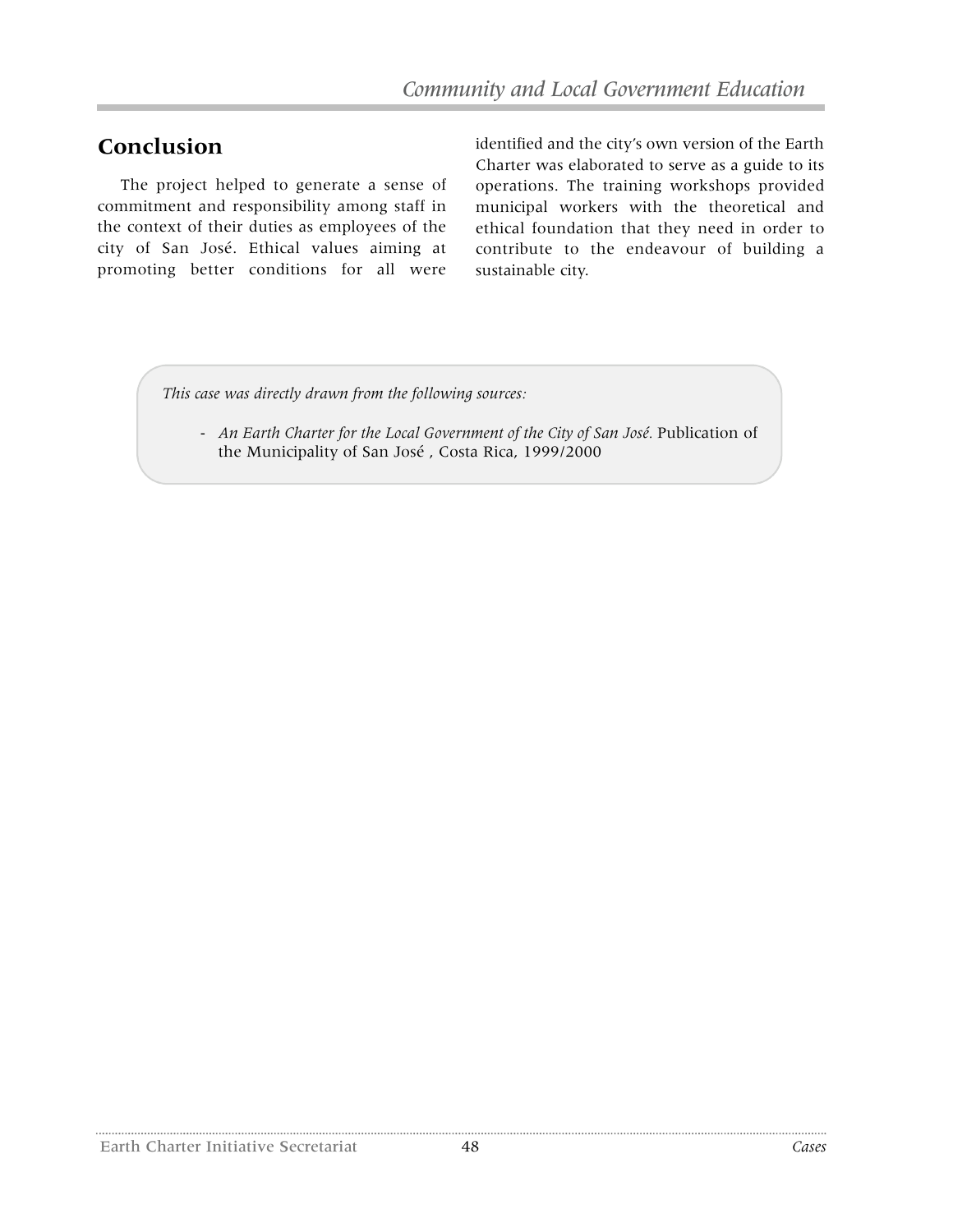## Conclusion

The project helped to generate a sense of commitment and responsibility among staff in the context of their duties as employees of the city of San José. Ethical values aiming at promoting better conditions for all were identified and the city's own version of the Earth Charter was elaborated to serve as a guide to its operations. The training workshops provided municipal workers with the theoretical and ethical foundation that they need in order to contribute to the endeavour of building a sustainable city.

*This case was directly drawn from the following sources:*

- *An Earth Charter for the Local Government of the City of San José.* Publication of the Municipality of San José , Costa Rica, 1999/2000